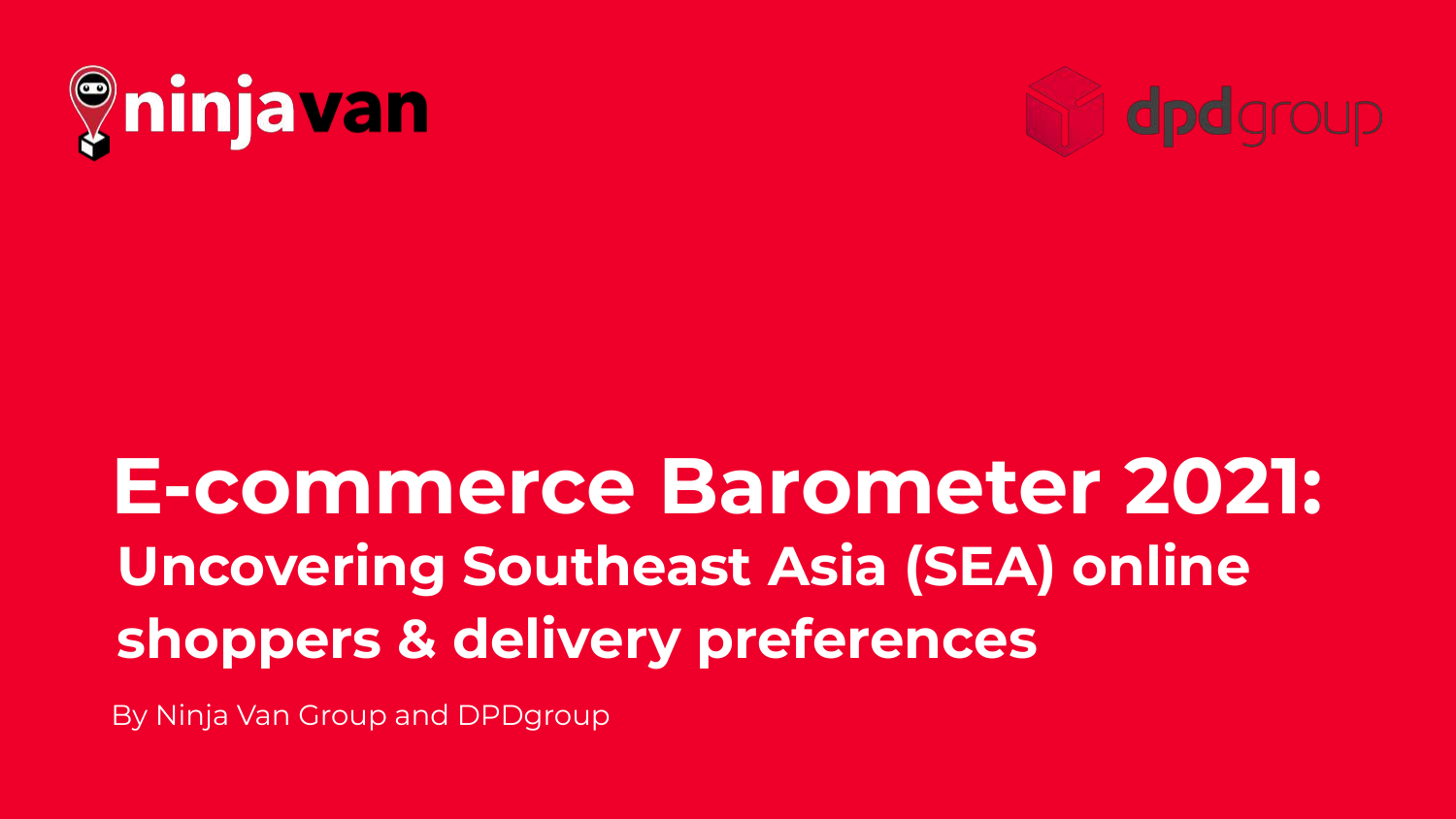ninjavan

dpdgroup

# E-commerce Barometer 2021:

## Uncovering Southeast Asia (SEA) online shoppers & delivery preferences

By Ninja Van Group and DPDgroup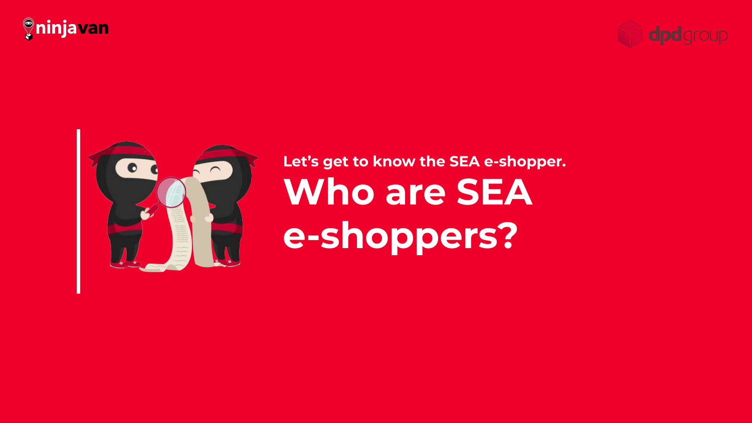Let’s get to know the SEA e-shopper.

# Who are SEA e-shoppers?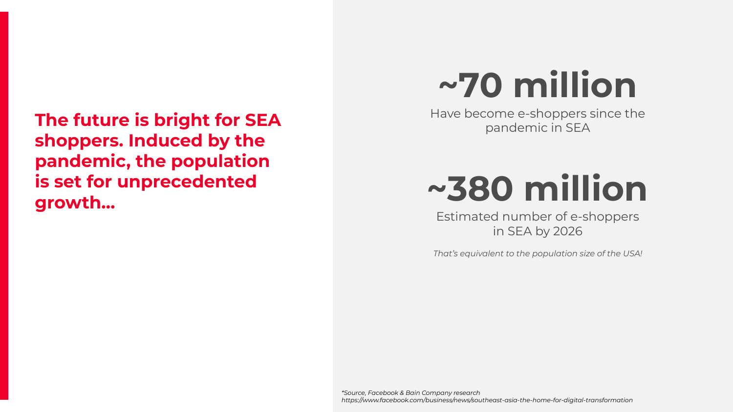**The future is bright for SEA shoppers. Induced by the pandemic, the population is set for unprecedented growth...**

# ~70 million

Have become e-shoppers since the pandemic in SEA

# ~380 million

Estimated number of e-shoppers in SEA by 2026

*That's equivalent to the population size of the USA!*

*\*Source, Facebook & Bain Company research*
*https://www.facebook.com/business/news/southeast-asia-the-home-for-digital-transformation*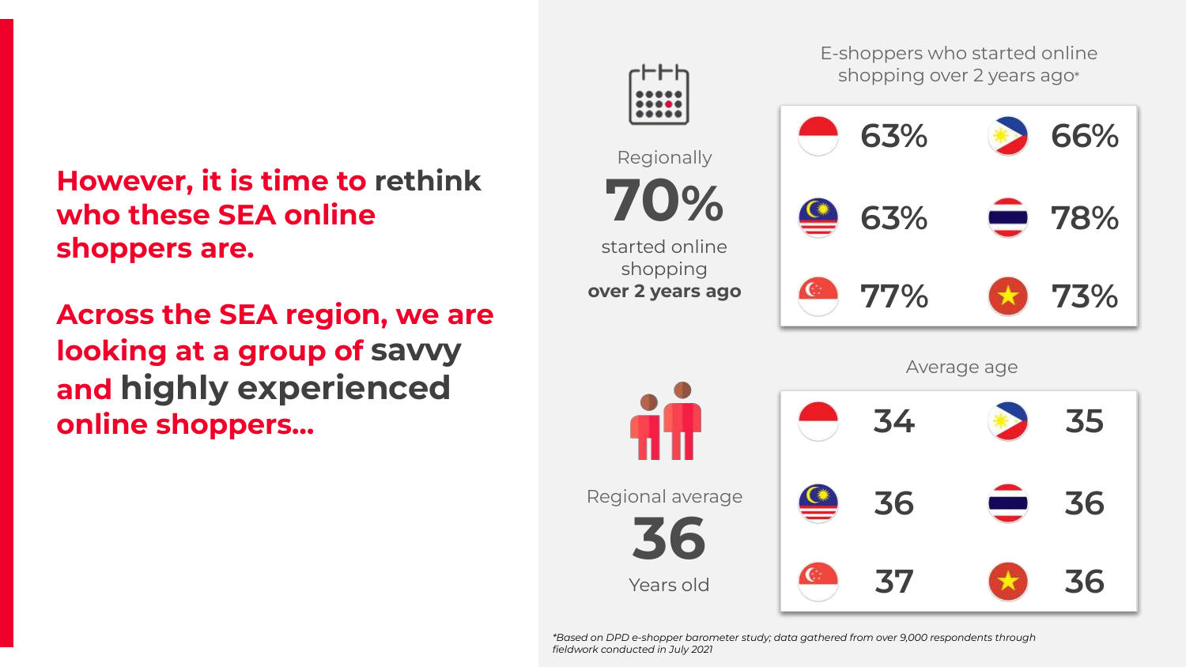**However, it is time to rethink who these SEA online shoppers are.**

**Across the SEA region, we are looking at a group of savvy and highly experienced online shoppers...**

Regionally

**70%**

started online shopping **over 2 years ago**

E-shoppers who started online shopping over 2 years ago*

| Country | % | Country | % |
| --- | --- | --- | --- |
| Indonesia | 63% | Philippines | 66% |
| Malaysia | 63% | Thailand | 78% |
| Singapore | 77% | Vietnam | 73% |

Regional average

**36**

Years old

Average age

| Country | Age | Country | Age |
| --- | --- | --- | --- |
| Indonesia | 34 | Philippines | 35 |
| Malaysia | 36 | Thailand | 36 |
| Singapore | 37 | Vietnam | 36 |

*\*Based on DPD e-shopper barometer study; data gathered from over 9,000 respondents through fieldwork conducted in July 2021*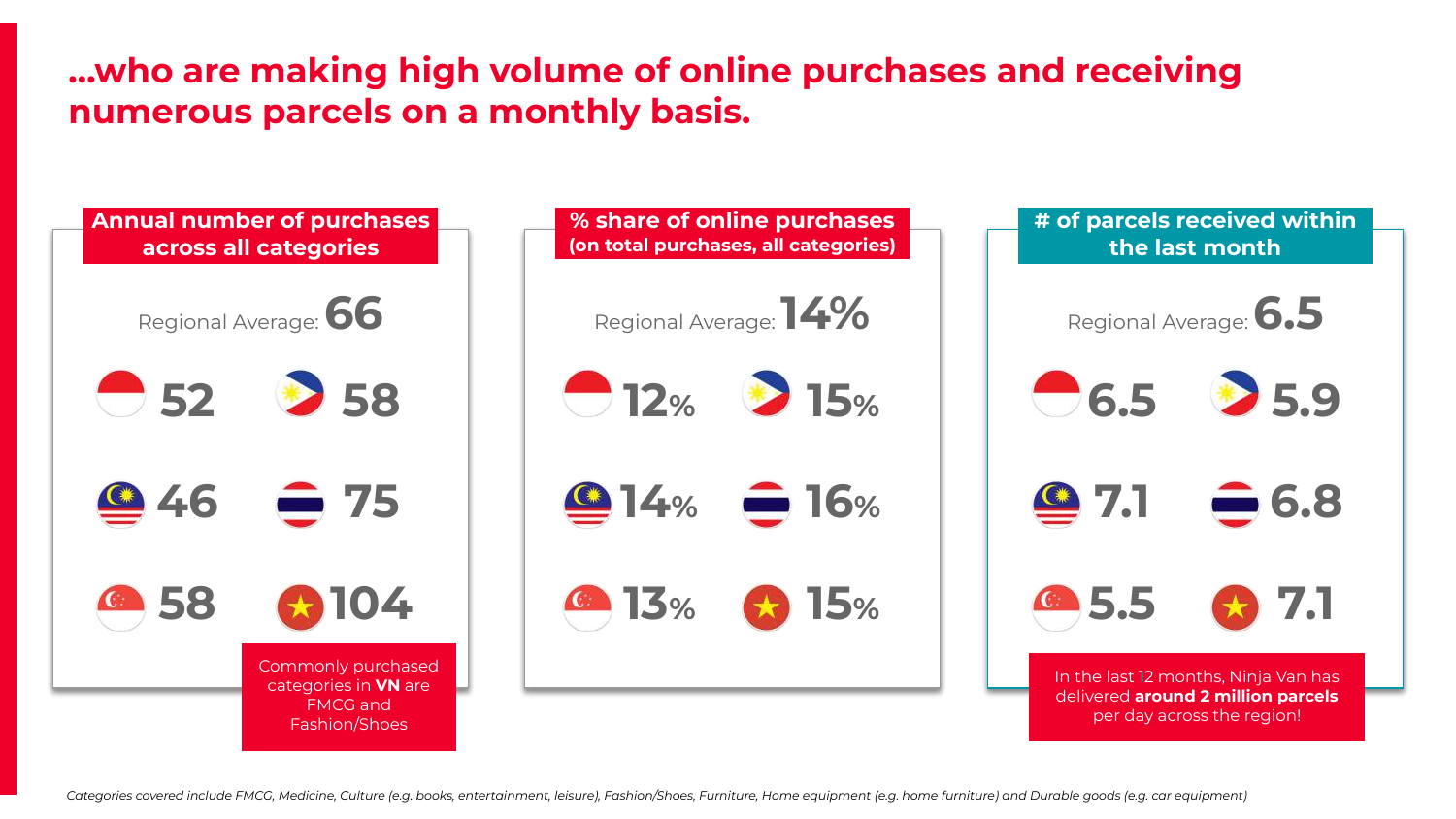# ...who are making high volume of online purchases and receiving numerous parcels on a monthly basis.

## Annual number of purchases across all categories

Regional Average: **66**

| Country | Value |
|---|---|
| Indonesia | 52 |
| Philippines | 58 |
| Malaysia | 46 |
| Thailand | 75 |
| Singapore | 58 |
| Vietnam | 104 |

Commonly purchased categories in **VN** are FMCG and Fashion/Shoes

## % share of online purchases (on total purchases, all categories)

Regional Average: **14%**

| Country | Value |
|---|---|
| Indonesia | 12% |
| Philippines | 15% |
| Malaysia | 14% |
| Thailand | 16% |
| Singapore | 13% |
| Vietnam | 15% |

## # of parcels received within the last month

Regional Average: **6.5**

| Country | Value |
|---|---|
| Indonesia | 6.5 |
| Philippines | 5.9 |
| Malaysia | 7.1 |
| Thailand | 6.8 |
| Singapore | 5.5 |
| Vietnam | 7.1 |

In the last 12 months, Ninja Van has delivered **around 2 million parcels** per day across the region!

*Categories covered include FMCG, Medicine, Culture (e.g. books, entertainment, leisure), Fashion/Shoes, Furniture, Home equipment (e.g. home furniture) and Durable goods (e.g. car equipment)*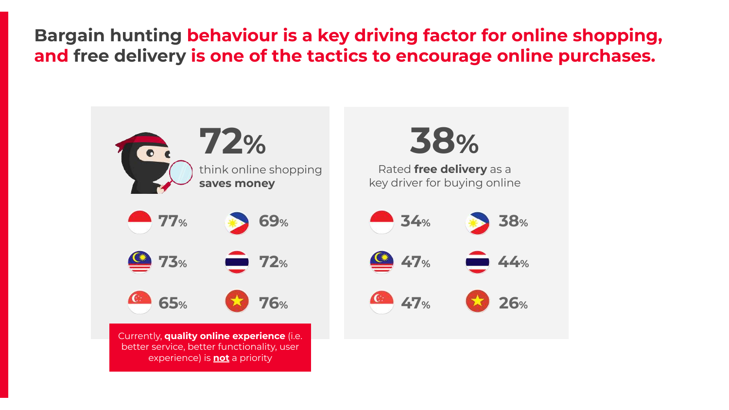# Bargain hunting behaviour is a key driving factor for online shopping, and free delivery is one of the tactics to encourage online purchases.

## 72%

think online shopping **saves money**

| Country | % |
|---|---|
| Indonesia | 77% |
| Philippines | 69% |
| Malaysia | 73% |
| Thailand | 72% |
| Singapore | 65% |
| Vietnam | 76% |

Currently, **quality online experience** (i.e. better service, better functionality, user experience) is **not** a priority

## 38%

Rated **free delivery** as a key driver for buying online

| Country | % |
|---|---|
| Indonesia | 34% |
| Philippines | 38% |
| Malaysia | 47% |
| Thailand | 44% |
| Singapore | 47% |
| Vietnam | 26% |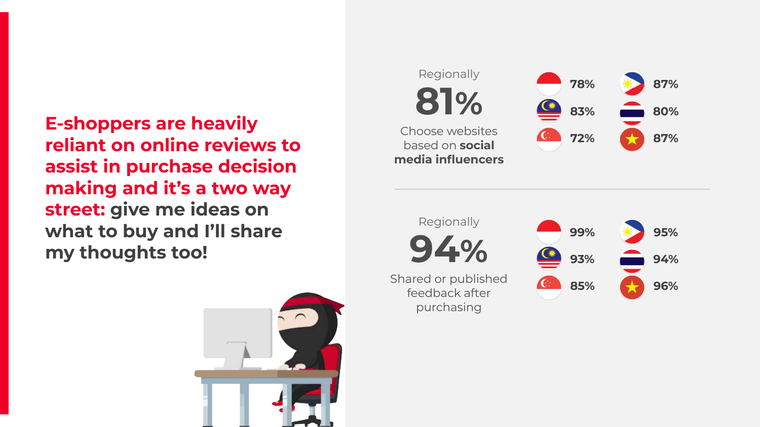**E-shoppers are heavily reliant on online reviews to assist in purchase decision making and it's a two way street: give me ideas on what to buy and I'll share my thoughts too!**

Regionally

**81%**

Choose websites based on **social media influencers**

| Country | % |
|---|---|
| Indonesia | 78% |
| Malaysia | 83% |
| Singapore | 72% |
| Philippines | 87% |
| Thailand | 80% |
| Vietnam | 87% |

Regionally

**94%**

Shared or published feedback after purchasing

| Country | % |
|---|---|
| Indonesia | 99% |
| Malaysia | 93% |
| Singapore | 85% |
| Philippines | 95% |
| Thailand | 94% |
| Vietnam | 96% |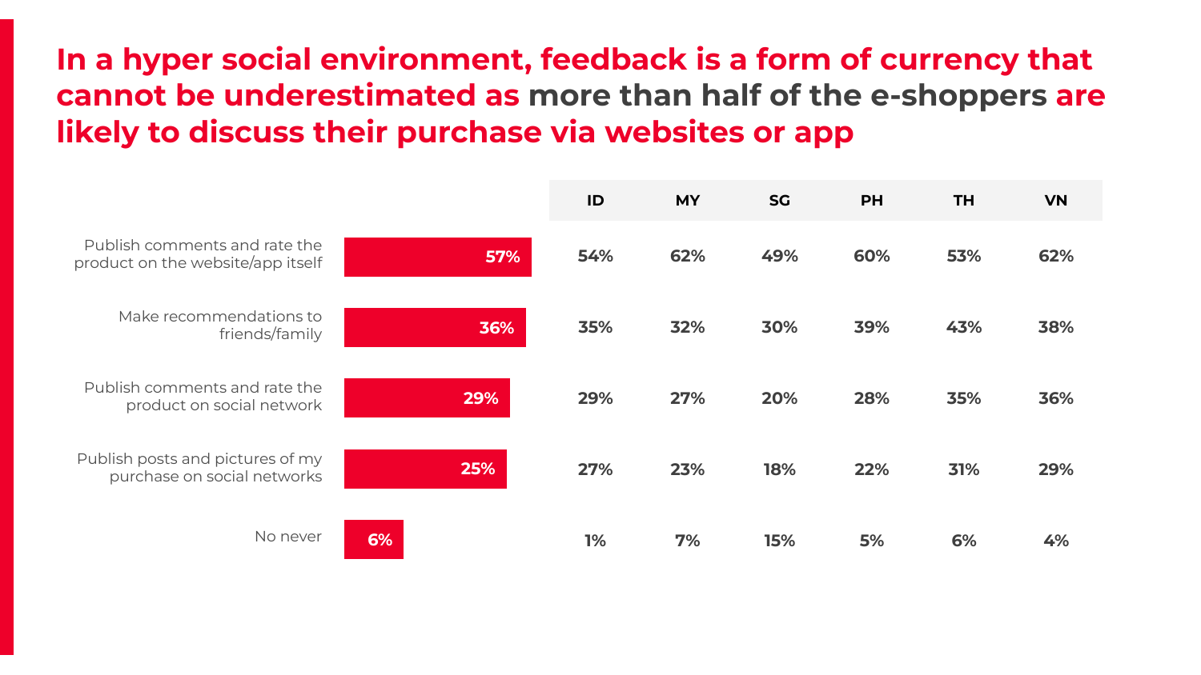# In a hyper social environment, feedback is a form of currency that cannot be underestimated as more than half of the e-shoppers are likely to discuss their purchase via websites or app

| | Total | ID | MY | SG | PH | TH | VN |
|---|---|---|---|---|---|---|---|
| Publish comments and rate the product on the website/app itself | 57% | 54% | 62% | 49% | 60% | 53% | 62% |
| Make recommendations to friends/family | 36% | 35% | 32% | 30% | 39% | 43% | 38% |
| Publish comments and rate the product on social network | 29% | 29% | 27% | 20% | 28% | 35% | 36% |
| Publish posts and pictures of my purchase on social networks | 25% | 27% | 23% | 18% | 22% | 31% | 29% |
| No never | 6% | 1% | 7% | 15% | 5% | 6% | 4% |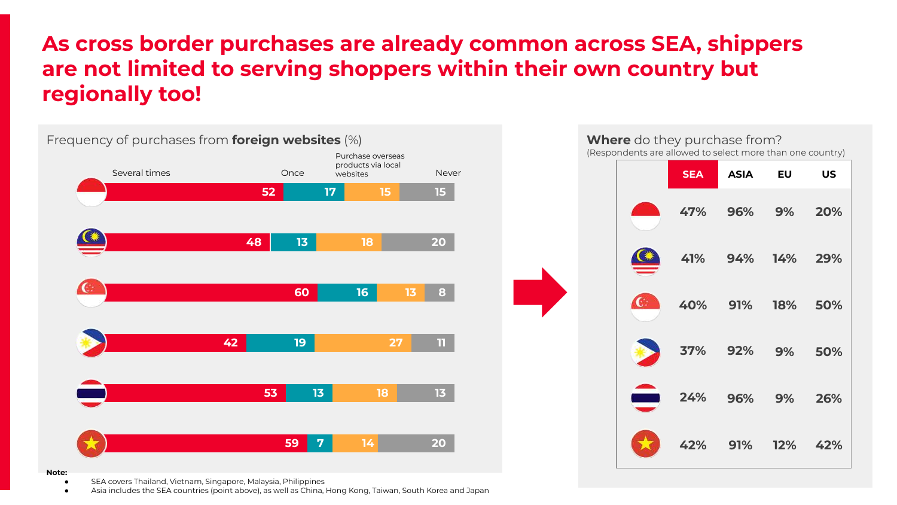# As cross border purchases are already common across SEA, shippers are not limited to serving shoppers within their own country but regionally too!

## Frequency of purchases from **foreign websites** (%)

| Country | Several times | Once | Purchase overseas products via local websites | Never |
|---|---|---|---|---|
| Indonesia | 52 | 17 | 15 | 15 |
| Malaysia | 48 | 13 | 18 | 20 |
| Singapore | 60 | 16 | 13 | 8 |
| Philippines | 42 | 19 | 27 | 11 |
| Thailand | 53 | 13 | 18 | 13 |
| Vietnam | 59 | 7 | 14 | 20 |

## **Where** do they purchase from?

(Respondents are allowed to select more than one country)

| Country | SEA | ASIA | EU | US |
|---|---|---|---|---|
| Indonesia | 47% | 96% | 9% | 20% |
| Malaysia | 41% | 94% | 14% | 29% |
| Singapore | 40% | 91% | 18% | 50% |
| Philippines | 37% | 92% | 9% | 50% |
| Thailand | 24% | 96% | 9% | 26% |
| Vietnam | 42% | 91% | 12% | 42% |

**Note:**

- SEA covers Thailand, Vietnam, Singapore, Malaysia, Philippines
- Asia includes the SEA countries (point above), as well as China, Hong Kong, Taiwan, South Korea and Japan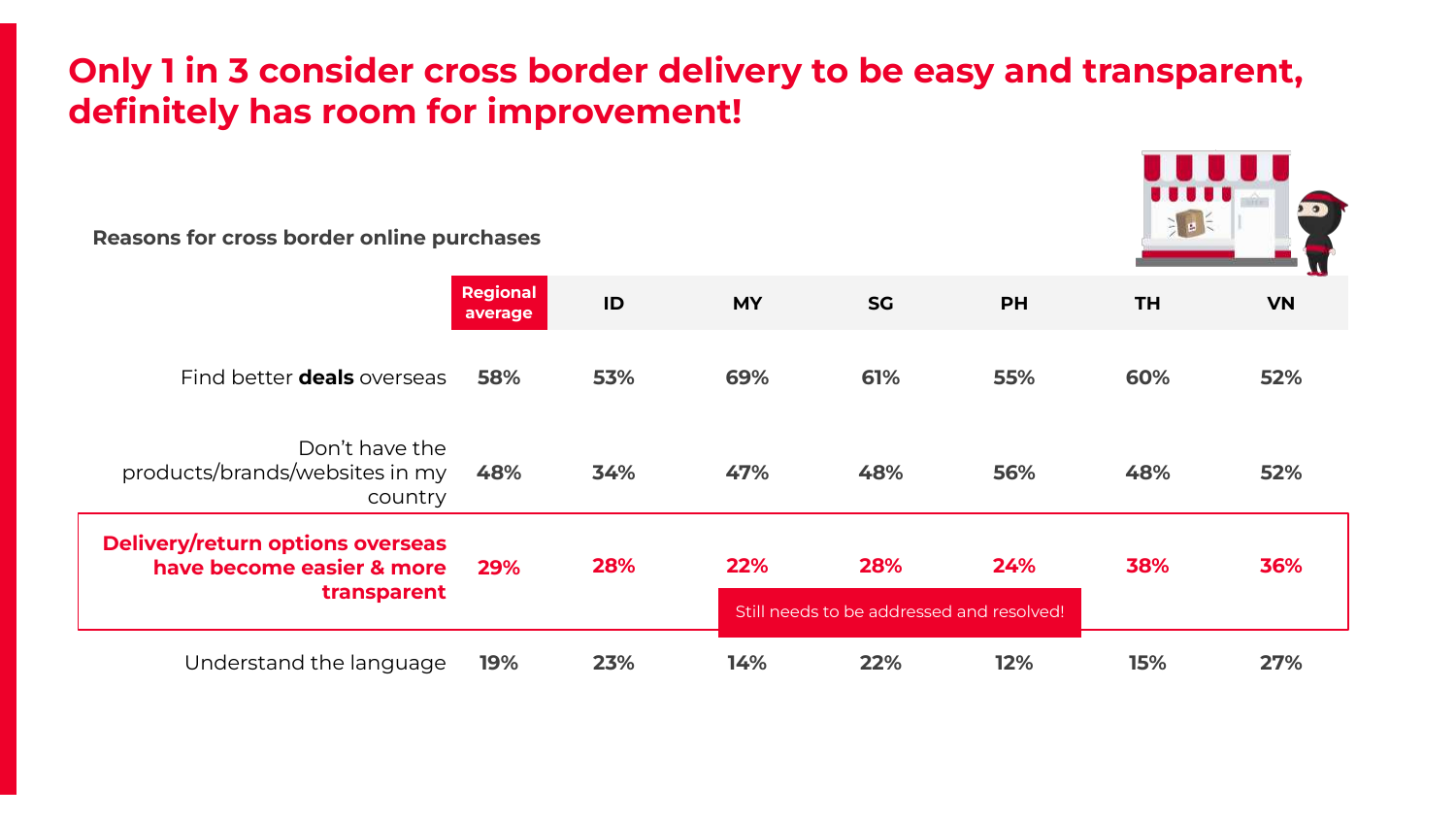# Only 1 in 3 consider cross border delivery to be easy and transparent, definitely has room for improvement!

**Reasons for cross border online purchases**

| | Regional average | ID | MY | SG | PH | TH | VN |
|---|---|---|---|---|---|---|---|
| Find better **deals** overseas | 58% | 53% | 69% | 61% | 55% | 60% | 52% |
| Don't have the products/brands/websites in my country | 48% | 34% | 47% | 48% | 56% | 48% | 52% |
| **Delivery/return options overseas have become easier & more transparent** | **29%** | **28%** | **22%** | **28%** | **24%** | **38%** | **36%** |
| Understand the language | 19% | 23% | 14% | 22% | 12% | 15% | 27% |

Still needs to be addressed and resolved!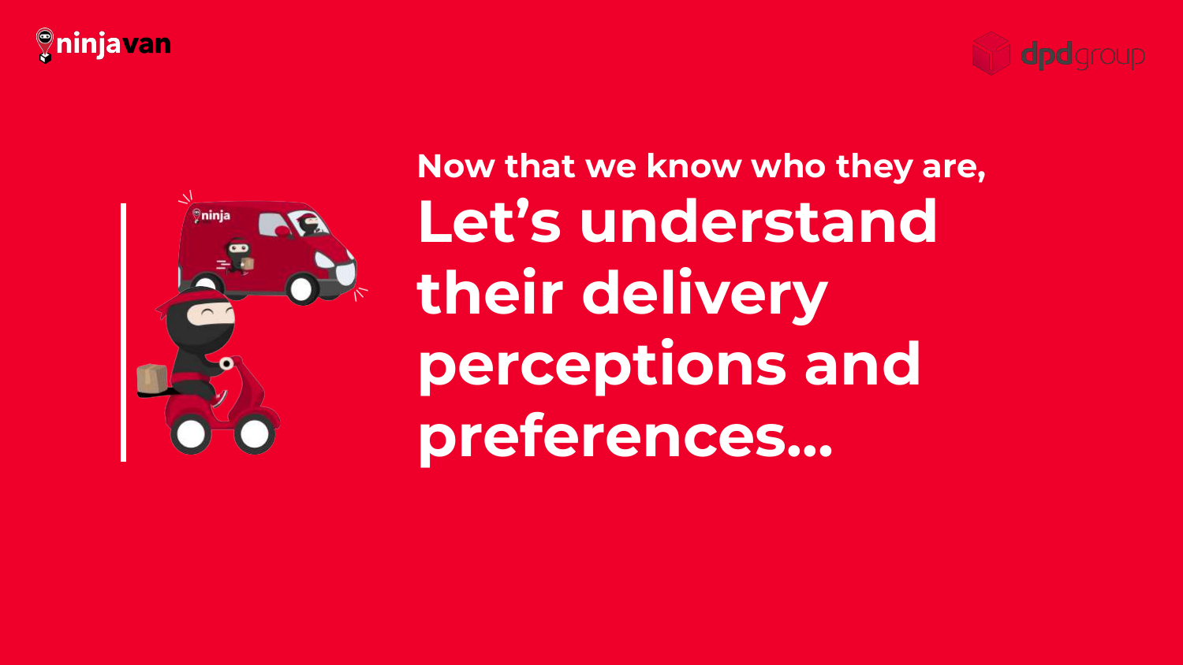Now that we know who they are,

# Let's understand their delivery perceptions and preferences...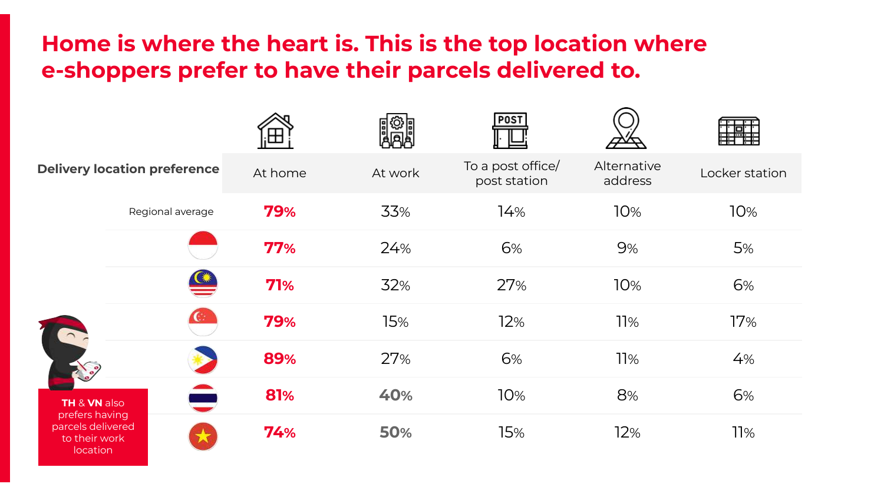# Home is where the heart is. This is the top location where e-shoppers prefer to have their parcels delivered to.

| Delivery location preference | At home | At work | To a post office/ post station | Alternative address | Locker station |
|---|---|---|---|---|---|
| Regional average | **79%** | 33% | 14% | 10% | 10% |
| Indonesia | **77%** | 24% | 6% | 9% | 5% |
| Malaysia | **71%** | 32% | 27% | 10% | 6% |
| Singapore | **79%** | 15% | 12% | 11% | 17% |
| Philippines | **89%** | 27% | 6% | 11% | 4% |
| Thailand | **81%** | **40%** | 10% | 8% | 6% |
| Vietnam | **74%** | **50%** | 15% | 12% | 11% |

**TH** & **VN** also prefers having parcels delivered to their work location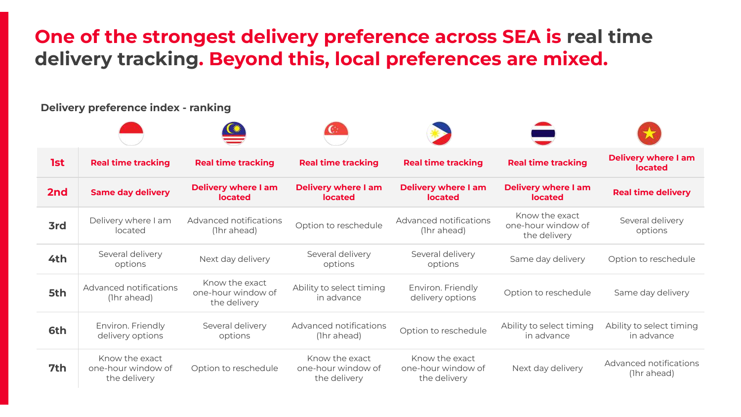# One of the strongest delivery preference across SEA is real time delivery tracking. Beyond this, local preferences are mixed.

**Delivery preference index - ranking**

| | Indonesia | Malaysia | Singapore | Philippines | Thailand | Vietnam |
|---|---|---|---|---|---|---|
| **1st** | **Real time tracking** | **Real time tracking** | **Real time tracking** | **Real time tracking** | **Real time tracking** | **Delivery where I am located** |
| **2nd** | **Same day delivery** | **Delivery where I am located** | **Delivery where I am located** | **Delivery where I am located** | **Delivery where I am located** | **Real time delivery** |
| **3rd** | Delivery where I am located | Advanced notifications (1hr ahead) | Option to reschedule | Advanced notifications (1hr ahead) | Know the exact one-hour window of the delivery | Several delivery options |
| **4th** | Several delivery options | Next day delivery | Several delivery options | Several delivery options | Same day delivery | Option to reschedule |
| **5th** | Advanced notifications (1hr ahead) | Know the exact one-hour window of the delivery | Ability to select timing in advance | Environ. Friendly delivery options | Option to reschedule | Same day delivery |
| **6th** | Environ. Friendly delivery options | Several delivery options | Advanced notifications (1hr ahead) | Option to reschedule | Ability to select timing in advance | Ability to select timing in advance |
| **7th** | Know the exact one-hour window of the delivery | Option to reschedule | Know the exact one-hour window of the delivery | Know the exact one-hour window of the delivery | Next day delivery | Advanced notifications (1hr ahead) |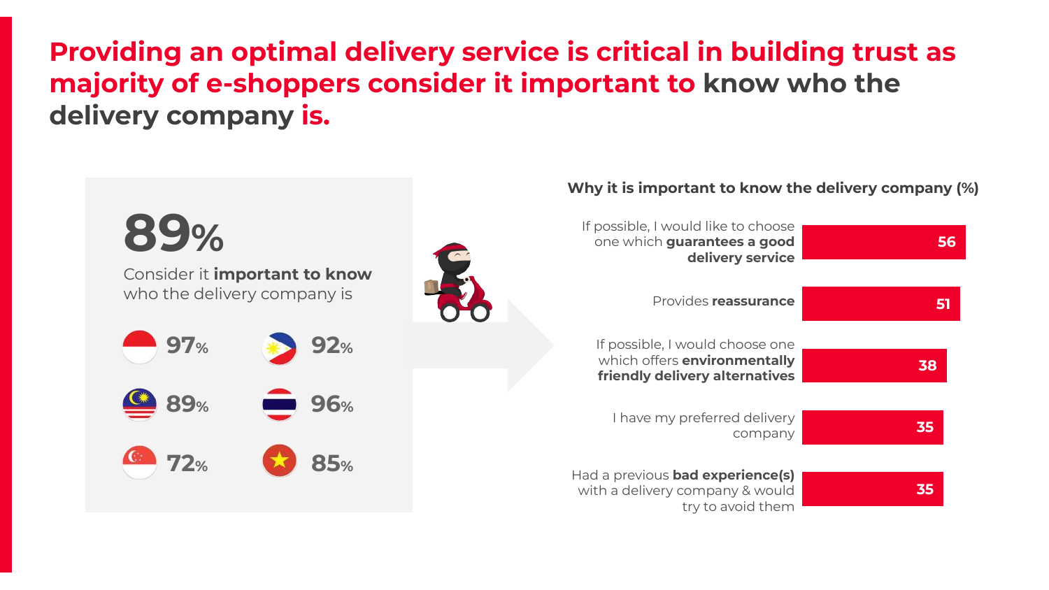# Providing an optimal delivery service is critical in building trust as majority of e-shoppers consider it important to know who the delivery company is.

**89%**

Consider it **important to know** who the delivery company is

| | |
|---|---|
| 97% | 92% |
| 89% | 96% |
| 72% | 85% |

**Why it is important to know the delivery company (%)**

| Reason | % |
|---|---|
| If possible, I would like to choose one which **guarantees a good delivery service** | 56 |
| Provides **reassurance** | 51 |
| If possible, I would choose one which offers **environmentally friendly delivery alternatives** | 38 |
| I have my preferred delivery company | 35 |
| Had a previous **bad experience(s)** with a delivery company & would try to avoid them | 35 |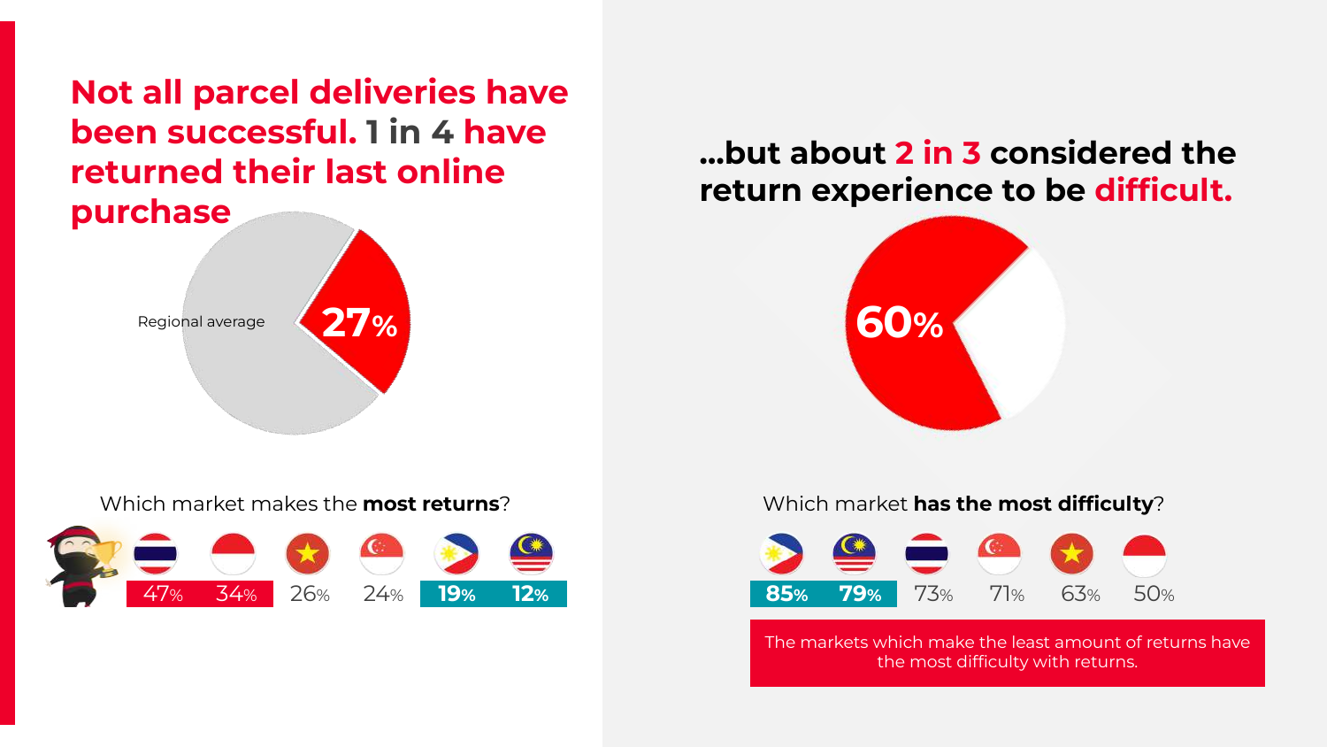# Not all parcel deliveries have been successful. 1 in 4 have returned their last online purchase

Regional average **27%**

Which market makes the **most returns**?

| Thailand | Indonesia | Vietnam | Singapore | Philippines | Malaysia |
| --- | --- | --- | --- | --- | --- |
| 47% | 34% | 26% | 24% | 19% | 12% |

# ...but about 2 in 3 considered the return experience to be difficult.

**60%**

Which market **has the most difficulty**?

| Philippines | Malaysia | Thailand | Singapore | Vietnam | Indonesia |
| --- | --- | --- | --- | --- | --- |
| 85% | 79% | 73% | 71% | 63% | 50% |

The markets which make the least amount of returns have the most difficulty with returns.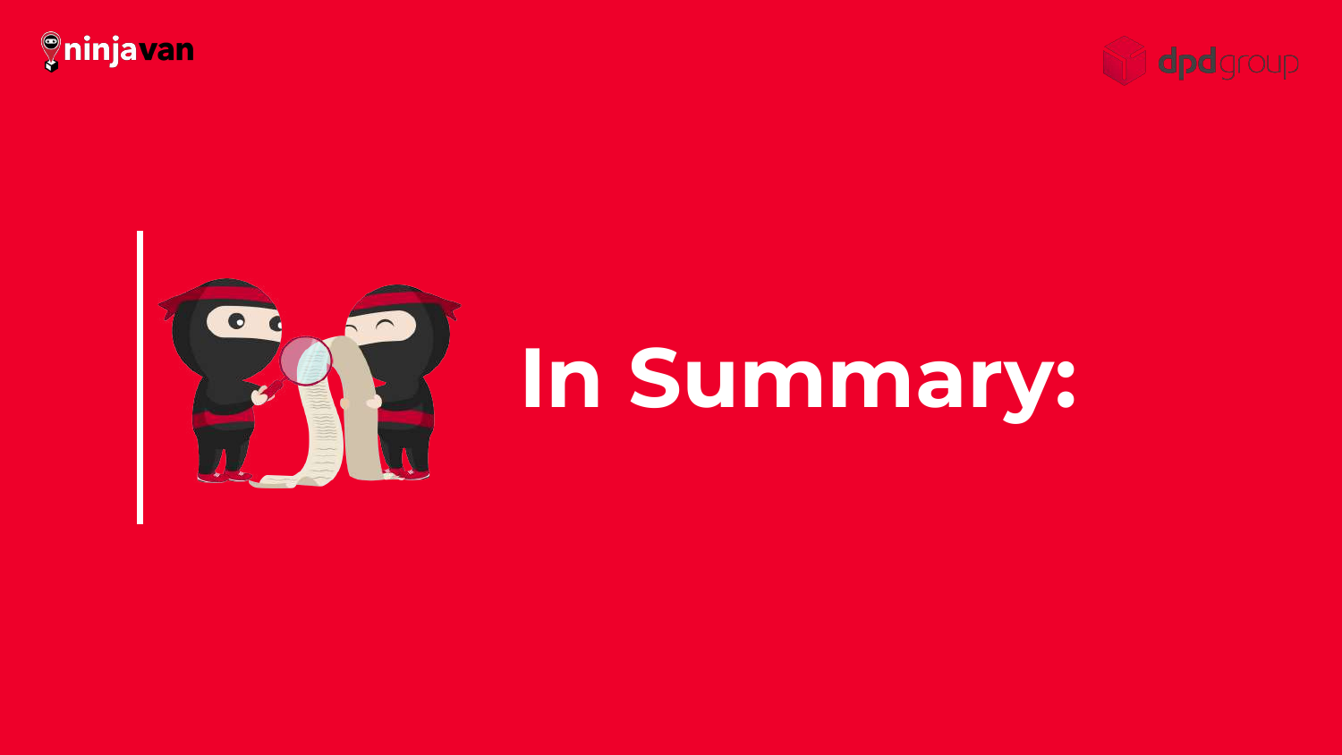# In Summary: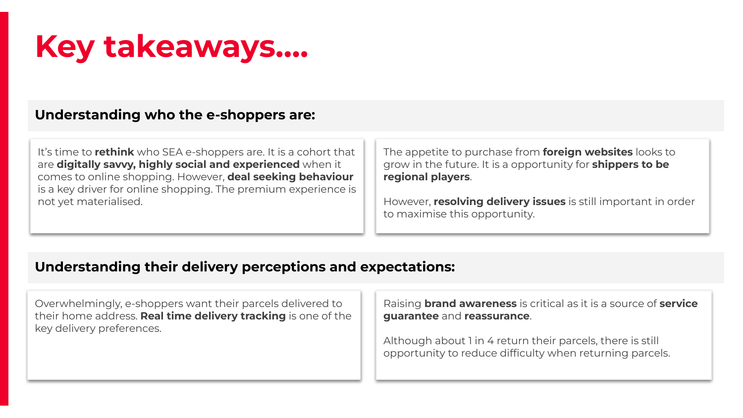# Key takeaways....

## Understanding who the e-shoppers are:

It's time to **rethink** who SEA e-shoppers are. It is a cohort that are **digitally savvy, highly social and experienced** when it comes to online shopping. However, **deal seeking behaviour** is a key driver for online shopping. The premium experience is not yet materialised.

The appetite to purchase from **foreign websites** looks to grow in the future. It is a opportunity for **shippers to be regional players**.

However, **resolving delivery issues** is still important in order to maximise this opportunity.

## Understanding their delivery perceptions and expectations:

Overwhelmingly, e-shoppers want their parcels delivered to their home address. **Real time delivery tracking** is one of the key delivery preferences.

Raising **brand awareness** is critical as it is a source of **service guarantee** and **reassurance**.

Although about 1 in 4 return their parcels, there is still opportunity to reduce difficulty when returning parcels.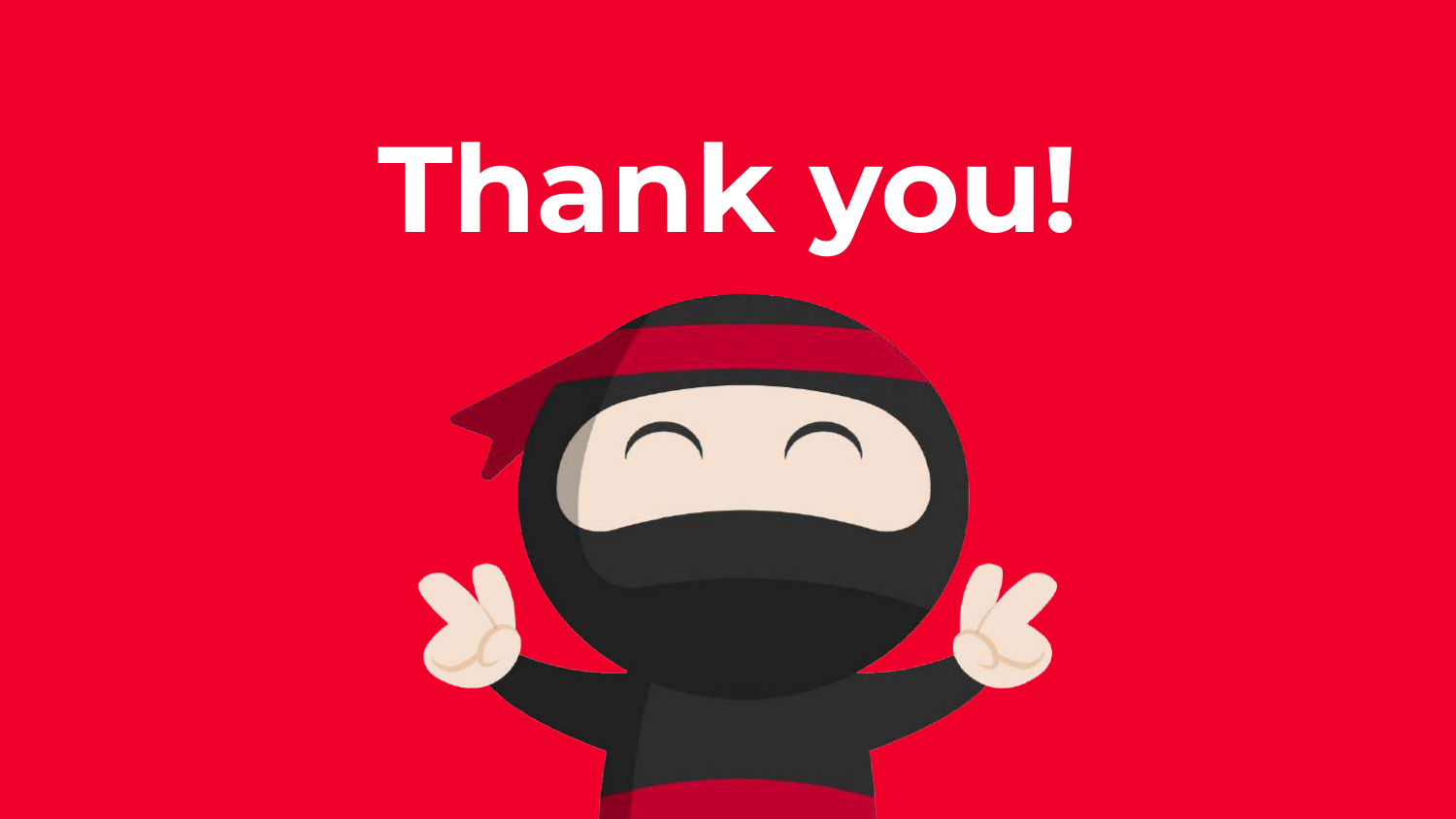# Thank you!